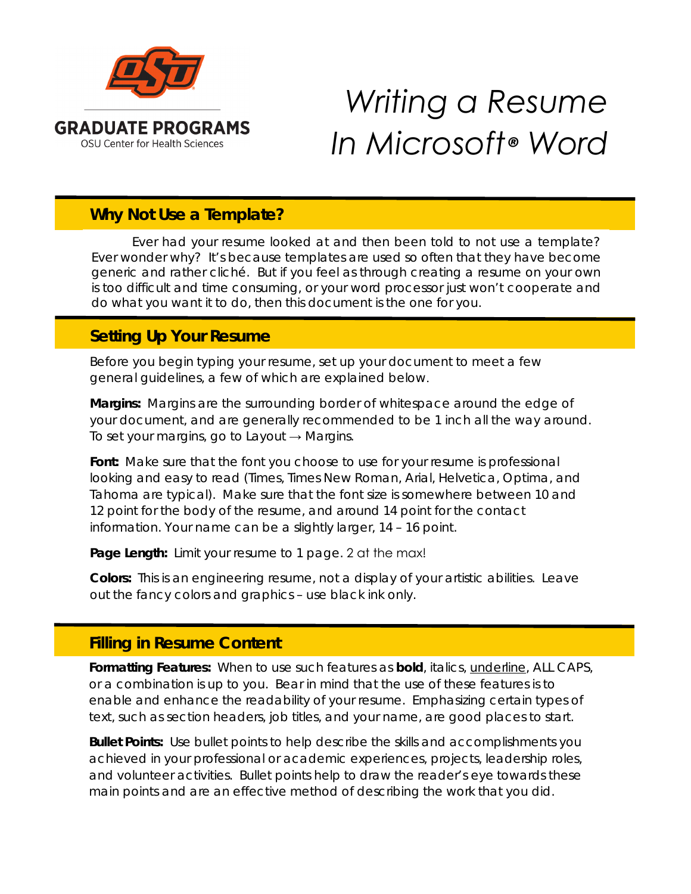GRADUATE PROGRAMS
OSU Center for Health Sciences

# *Writing a Resume In Microsoft® Word*

## Why Not Use a Template?

Ever had your resume looked at and then been told to not use a template? Ever wonder why? It's because templates are used so often that they have become generic and rather cliché. But if you feel as through creating a resume on your own is too difficult and time consuming, or your word processor just won't cooperate and do what you want it to do, then this document is the one for you.

## Setting Up Your Resume

Before you begin typing your resume, set up your document to meet a few general guidelines, a few of which are explained below.

**Margins:** Margins are the surrounding border of whitespace around the edge of your document, and are generally recommended to be 1 inch all the way around. To set your margins, go to Layout → Margins.

**Font:** Make sure that the font you choose to use for your resume is professional looking and easy to read (Times, Times New Roman, Arial, Helvetica, Optima, and Tahoma are typical). Make sure that the font size is somewhere between 10 and 12 point for the body of the resume, and around 14 point for the contact information. Your name can be a slightly larger, 14 – 16 point.

**Page Length:** Limit your resume to 1 page. 2 at the max!

**Colors:** This is an engineering resume, not a display of your artistic abilities. Leave out the fancy colors and graphics – use black ink only.

## Filling in Resume Content

**Formatting Features:** When to use such features as **bold**, *italics*, <u>underline</u>, ALL CAPS, or a combination is up to you. Bear in mind that the use of these features is to enable and enhance the readability of your resume. Emphasizing certain types of text, such as section headers, job titles, and your name, are good places to start.

**Bullet Points:** Use bullet points to help describe the skills and accomplishments you achieved in your professional or academic experiences, projects, leadership roles, and volunteer activities. Bullet points help to draw the reader's eye towards these main points and are an effective method of describing the work that you did.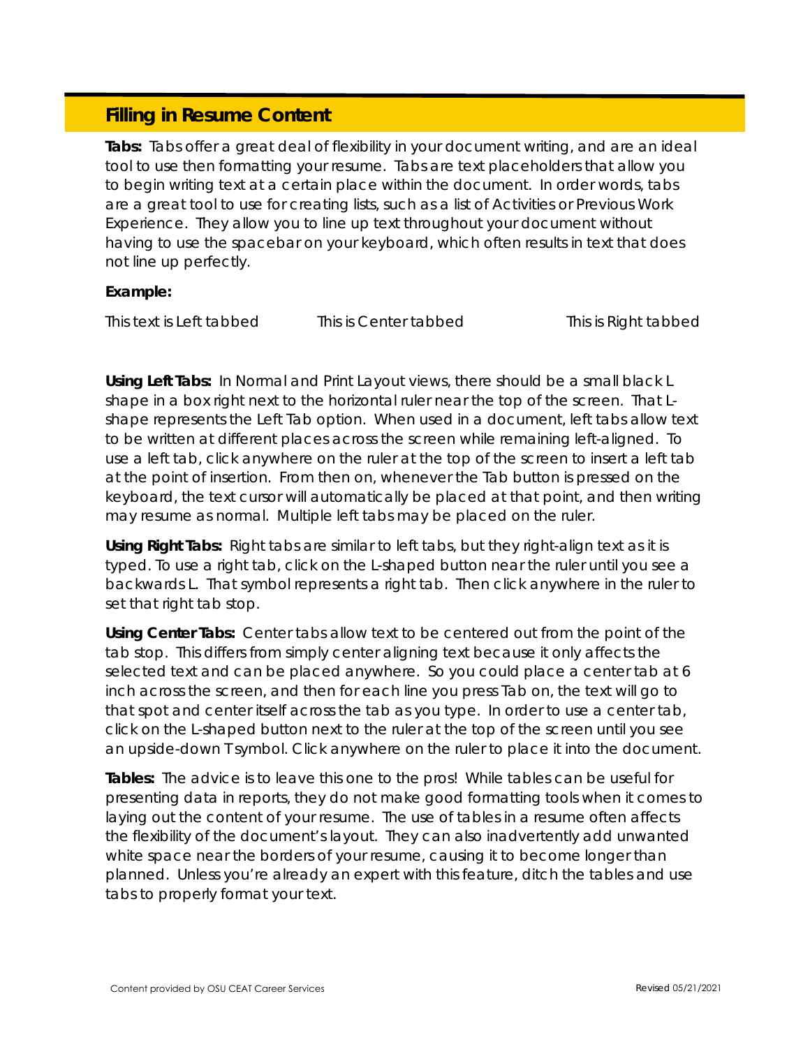## Filling in Resume Content

**Tabs:** Tabs offer a great deal of flexibility in your document writing, and are an ideal tool to use then formatting your resume. Tabs are text placeholders that allow you to begin writing text at a certain place within the document. In order words, tabs are a great tool to use for creating lists, such as a list of Activities or Previous Work Experience. They allow you to line up text throughout your document without having to use the spacebar on your keyboard, which often results in text that does not line up perfectly.

**Example:**

This text is Left tabbed　　　　This is Center tabbed　　　　This is Right tabbed

**Using Left Tabs:** In Normal and Print Layout views, there should be a small black L shape in a box right next to the horizontal ruler near the top of the screen. That L-shape represents the Left Tab option. When used in a document, left tabs allow text to be written at different places across the screen while remaining left-aligned. To use a left tab, click anywhere on the ruler at the top of the screen to insert a left tab at the point of insertion. From then on, whenever the Tab button is pressed on the keyboard, the text cursor will automatically be placed at that point, and then writing may resume as normal. Multiple left tabs may be placed on the ruler.

**Using Right Tabs:** Right tabs are similar to left tabs, but they right-align text as it is typed. To use a right tab, click on the L-shaped button near the ruler until you see a backwards L. That symbol represents a right tab. Then click anywhere in the ruler to set that right tab stop.

**Using Center Tabs:** Center tabs allow text to be centered out from the point of the tab stop. This differs from simply center aligning text because it only affects the selected text and can be placed anywhere. So you could place a center tab at 6 inch across the screen, and then for each line you press Tab on, the text will go to that spot and center itself across the tab as you type. In order to use a center tab, click on the L-shaped button next to the ruler at the top of the screen until you see an upside-down T symbol. Click anywhere on the ruler to place it into the document.

**Tables:** The advice is to leave this one to the pros! While tables can be useful for presenting data in reports, they do not make good formatting tools when it comes to laying out the content of your resume. The use of tables in a resume often affects the flexibility of the document's layout. They can also inadvertently add unwanted white space near the borders of your resume, causing it to become longer than planned. Unless you're already an expert with this feature, ditch the tables and use tabs to properly format your text.

Content provided by OSU CEAT Career Services　　　　Revised 05/21/2021